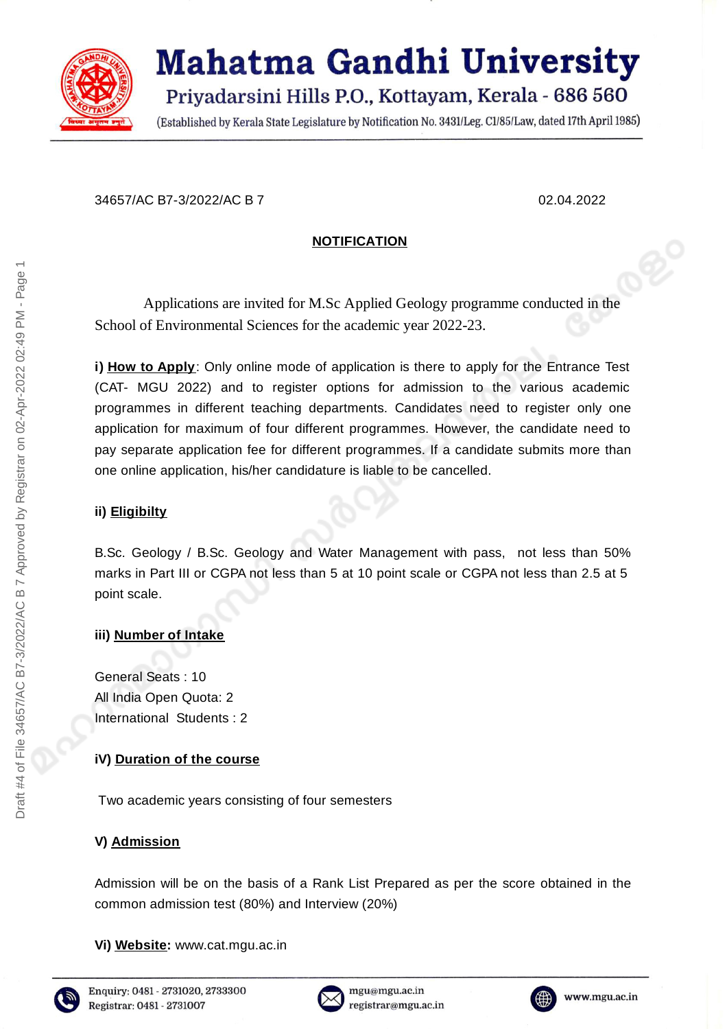# Mahatma Gandhi University

Priyadarsini Hills P.O., Kottayam, Kerala - 686 560

(Established by Kerala State Legislature by Notification No. 3431/Leg. C1/85/Law, dated 17th April 1985)

34657/AC B7-3/2022/AC B 7 02.04.2022

**NOTIFICATION**

Applications are invited for M.Sc Applied Geology programme conducted in the School of Environmental Sciences for the academic year 2022-23.

**i) How to Apply**: Only online mode of application is there to apply for the Entrance Test (CAT- MGU 2022) and to register options for admission to the various academic programmes in different teaching departments. Candidates need to register only one application for maximum of four different programmes. However, the candidate need to pay separate application fee for different programmes. If a candidate submits more than one online application, his/her candidature is liable to be cancelled.

**ii) Eligibilty**

B.Sc. Geology / B.Sc. Geology and Water Management with pass, not less than 50% marks in Part III or CGPA not less than 5 at 10 point scale or CGPA not less than 2.5 at 5 point scale.

**iii) Number of Intake**

General Seats : 10
All India Open Quota: 2
International Students : 2

**iV) Duration of the course**

Two academic years consisting of four semesters

**V) Admission**

Admission will be on the basis of a Rank List Prepared as per the score obtained in the common admission test (80%) and Interview (20%)

**Vi) Website:** www.cat.mgu.ac.in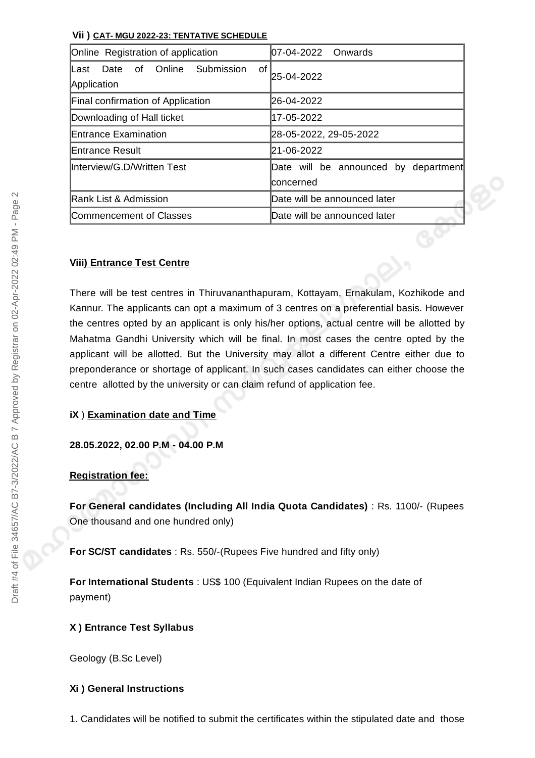**Vii ) CAT- MGU 2022-23: TENTATIVE SCHEDULE**

| Online Registration of application | 07-04-2022 Onwards |
|---|---|
| Last Date of Online Submission of Application | 25-04-2022 |
| Final confirmation of Application | 26-04-2022 |
| Downloading of Hall ticket | 17-05-2022 |
| Entrance Examination | 28-05-2022, 29-05-2022 |
| Entrance Result | 21-06-2022 |
| Interview/G.D/Written Test | Date will be announced by department concerned |
| Rank List & Admission | Date will be announced later |
| Commencement of Classes | Date will be announced later |

**Viii) Entrance Test Centre**

There will be test centres in Thiruvananthapuram, Kottayam, Ernakulam, Kozhikode and Kannur. The applicants can opt a maximum of 3 centres on a preferential basis. However the centres opted by an applicant is only his/her options, actual centre will be allotted by Mahatma Gandhi University which will be final. In most cases the centre opted by the applicant will be allotted. But the University may allot a different Centre either due to preponderance or shortage of applicant. In such cases candidates can either choose the centre allotted by the university or can claim refund of application fee.

**iX ) Examination date and Time**

**28.05.2022, 02.00 P.M - 04.00 P.M**

**Registration fee:**

**For General candidates (Including All India Quota Candidates)** : Rs. 1100/- (Rupees One thousand and one hundred only)

**For SC/ST candidates** : Rs. 550/-(Rupees Five hundred and fifty only)

**For International Students** : US$ 100 (Equivalent Indian Rupees on the date of payment)

**X ) Entrance Test Syllabus**

Geology (B.Sc Level)

**Xi ) General Instructions**

1. Candidates will be notified to submit the certificates within the stipulated date and those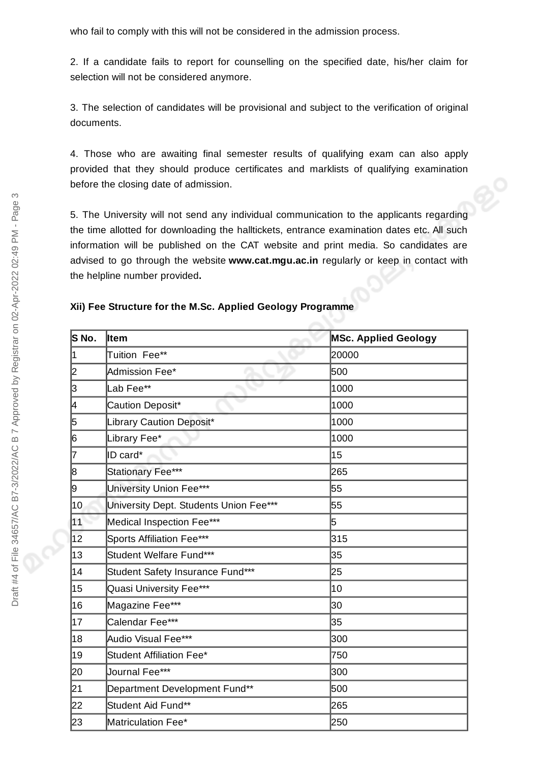who fail to comply with this will not be considered in the admission process.

2. If a candidate fails to report for counselling on the specified date, his/her claim for selection will not be considered anymore.

3. The selection of candidates will be provisional and subject to the verification of original documents.

4. Those who are awaiting final semester results of qualifying exam can also apply provided that they should produce certificates and marklists of qualifying examination before the closing date of admission.

5. The University will not send any individual communication to the applicants regarding the time allotted for downloading the halltickets, entrance examination dates etc. All such information will be published on the CAT website and print media. So candidates are advised to go through the website **www.cat.mgu.ac.in** regularly or keep in contact with the helpline number provided**.**

**Xii) Fee Structure for the M.Sc. Applied Geology Programme**

| S No. | Item | MSc. Applied Geology |
|---|---|---|
| 1 | Tuition Fee** | 20000 |
| 2 | Admission Fee* | 500 |
| 3 | Lab Fee** | 1000 |
| 4 | Caution Deposit* | 1000 |
| 5 | Library Caution Deposit* | 1000 |
| 6 | Library Fee* | 1000 |
| 7 | ID card* | 15 |
| 8 | Stationary Fee*** | 265 |
| 9 | University Union Fee*** | 55 |
| 10 | University Dept. Students Union Fee*** | 55 |
| 11 | Medical Inspection Fee*** | 5 |
| 12 | Sports Affiliation Fee*** | 315 |
| 13 | Student Welfare Fund*** | 35 |
| 14 | Student Safety Insurance Fund*** | 25 |
| 15 | Quasi University Fee*** | 10 |
| 16 | Magazine Fee*** | 30 |
| 17 | Calendar Fee*** | 35 |
| 18 | Audio Visual Fee*** | 300 |
| 19 | Student Affiliation Fee* | 750 |
| 20 | Journal Fee*** | 300 |
| 21 | Department Development Fund** | 500 |
| 22 | Student Aid Fund** | 265 |
| 23 | Matriculation Fee* | 250 |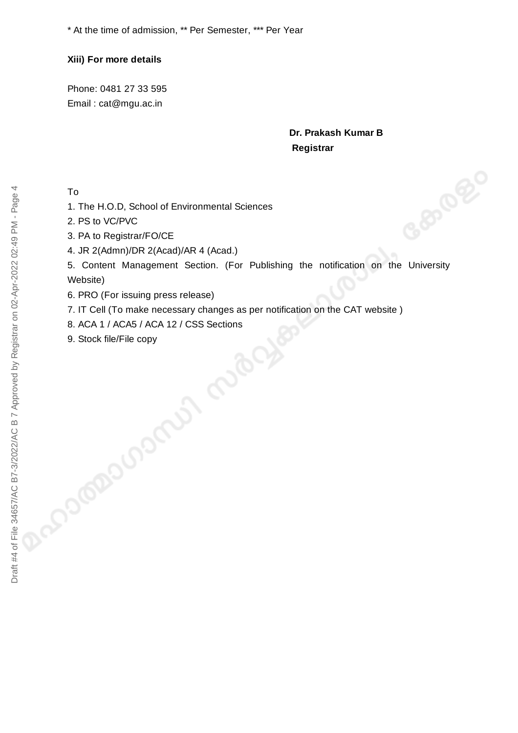* At the time of admission, ** Per Semester, *** Per Year

**Xiii) For more details**

Phone: 0481 27 33 595
Email : cat@mgu.ac.in

**Dr. Prakash Kumar B**
**Registrar**

To

1. The H.O.D, School of Environmental Sciences
2. PS to VC/PVC
3. PA to Registrar/FO/CE
4. JR 2(Admn)/DR 2(Acad)/AR 4 (Acad.)
5. Content Management Section. (For Publishing the notification on the University Website)
6. PRO (For issuing press release)
7. IT Cell (To make necessary changes as per notification on the CAT website )
8. ACA 1 / ACA5 / ACA 12 / CSS Sections
9. Stock file/File copy